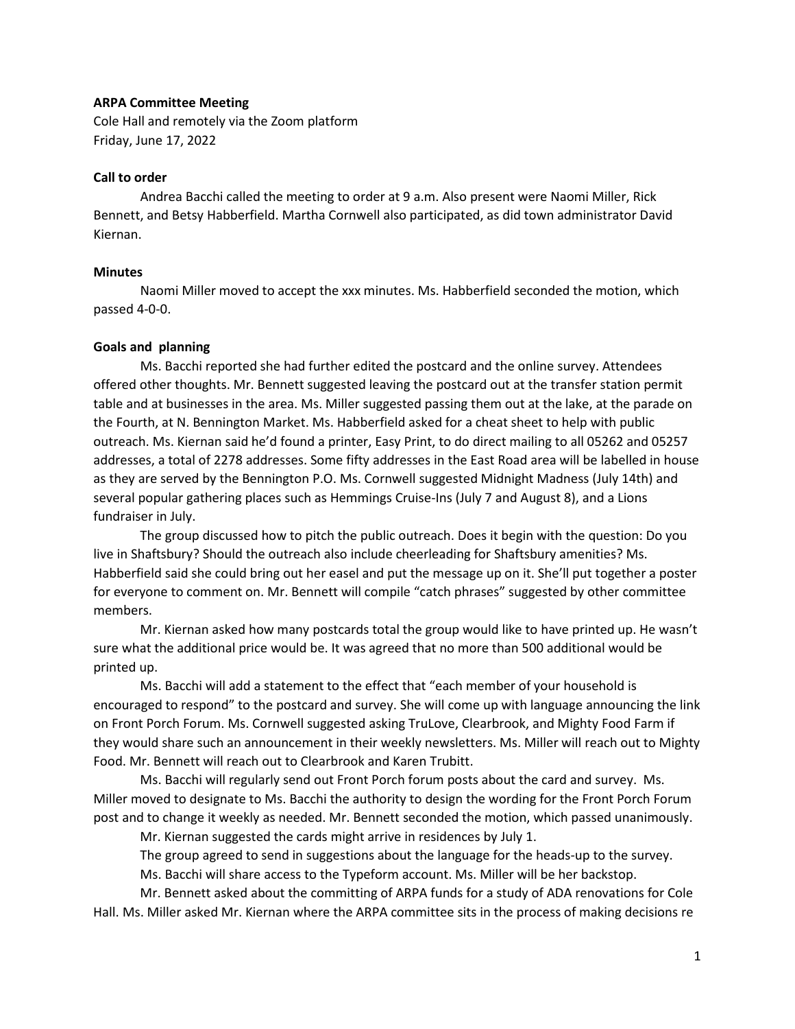**ARPA Committee Meeting**

Cole Hall and remotely via the Zoom platform
Friday, June 17, 2022

**Call to order**

Andrea Bacchi called the meeting to order at 9 a.m. Also present were Naomi Miller, Rick Bennett, and Betsy Habberfield. Martha Cornwell also participated, as did town administrator David Kiernan.

**Minutes**

Naomi Miller moved to accept the xxx minutes. Ms. Habberfield seconded the motion, which passed 4-0-0.

**Goals and planning**

Ms. Bacchi reported she had further edited the postcard and the online survey. Attendees offered other thoughts. Mr. Bennett suggested leaving the postcard out at the transfer station permit table and at businesses in the area. Ms. Miller suggested passing them out at the lake, at the parade on the Fourth, at N. Bennington Market. Ms. Habberfield asked for a cheat sheet to help with public outreach. Ms. Kiernan said he'd found a printer, Easy Print, to do direct mailing to all 05262 and 05257 addresses, a total of 2278 addresses. Some fifty addresses in the East Road area will be labelled in house as they are served by the Bennington P.O. Ms. Cornwell suggested Midnight Madness (July 14th) and several popular gathering places such as Hemmings Cruise-Ins (July 7 and August 8), and a Lions fundraiser in July.

The group discussed how to pitch the public outreach. Does it begin with the question: Do you live in Shaftsbury? Should the outreach also include cheerleading for Shaftsbury amenities? Ms. Habberfield said she could bring out her easel and put the message up on it. She'll put together a poster for everyone to comment on. Mr. Bennett will compile "catch phrases" suggested by other committee members.

Mr. Kiernan asked how many postcards total the group would like to have printed up. He wasn't sure what the additional price would be. It was agreed that no more than 500 additional would be printed up.

Ms. Bacchi will add a statement to the effect that "each member of your household is encouraged to respond" to the postcard and survey. She will come up with language announcing the link on Front Porch Forum. Ms. Cornwell suggested asking TruLove, Clearbrook, and Mighty Food Farm if they would share such an announcement in their weekly newsletters. Ms. Miller will reach out to Mighty Food. Mr. Bennett will reach out to Clearbrook and Karen Trubitt.

Ms. Bacchi will regularly send out Front Porch forum posts about the card and survey. Ms. Miller moved to designate to Ms. Bacchi the authority to design the wording for the Front Porch Forum post and to change it weekly as needed. Mr. Bennett seconded the motion, which passed unanimously.

Mr. Kiernan suggested the cards might arrive in residences by July 1.

The group agreed to send in suggestions about the language for the heads-up to the survey.

Ms. Bacchi will share access to the Typeform account. Ms. Miller will be her backstop.

Mr. Bennett asked about the committing of ARPA funds for a study of ADA renovations for Cole Hall. Ms. Miller asked Mr. Kiernan where the ARPA committee sits in the process of making decisions re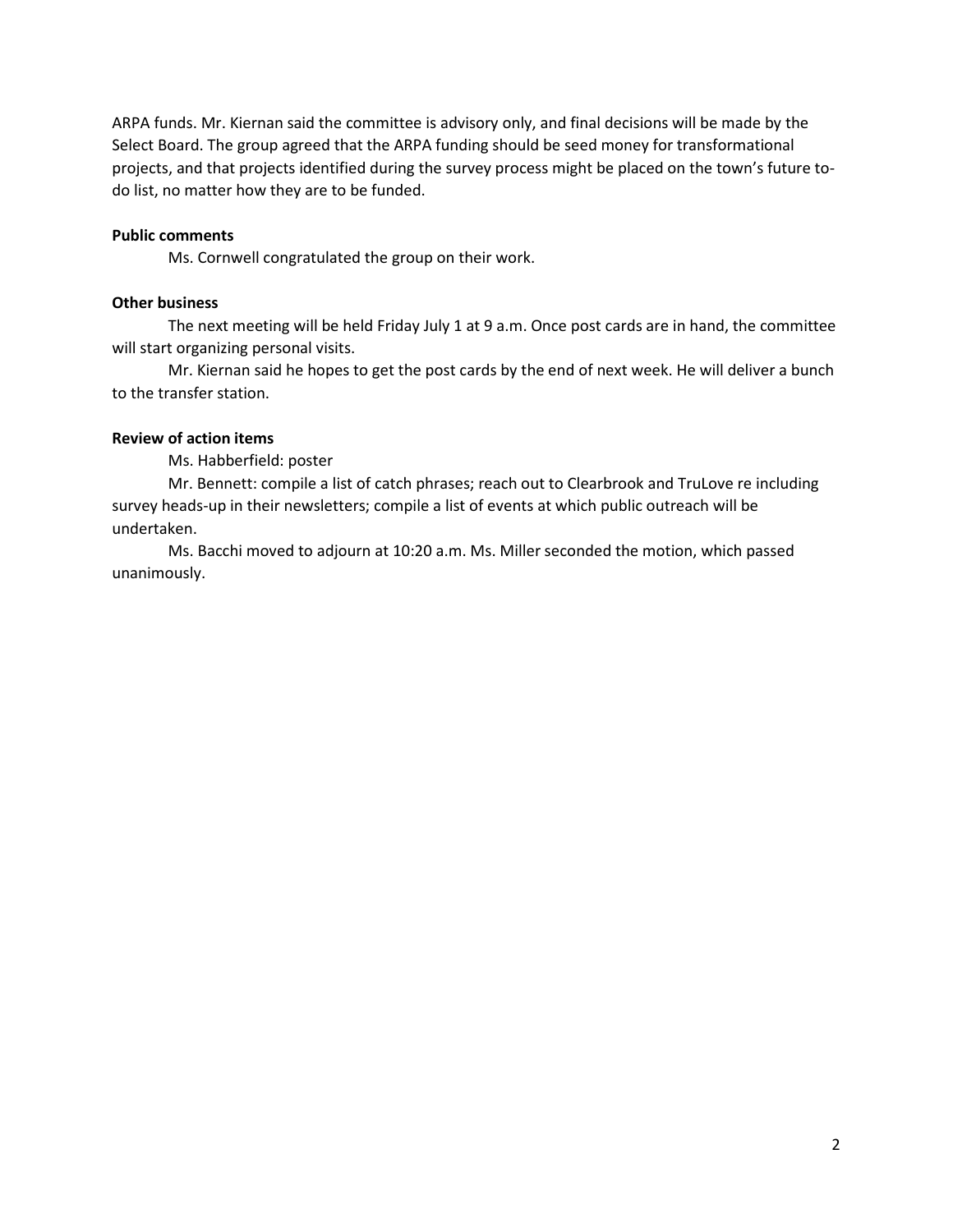ARPA funds. Mr. Kiernan said the committee is advisory only, and final decisions will be made by the Select Board. The group agreed that the ARPA funding should be seed money for transformational projects, and that projects identified during the survey process might be placed on the town's future to-do list, no matter how they are to be funded.

**Public comments**

Ms. Cornwell congratulated the group on their work.

**Other business**

The next meeting will be held Friday July 1 at 9 a.m. Once post cards are in hand, the committee will start organizing personal visits.

Mr. Kiernan said he hopes to get the post cards by the end of next week. He will deliver a bunch to the transfer station.

**Review of action items**

Ms. Habberfield: poster

Mr. Bennett: compile a list of catch phrases; reach out to Clearbrook and TruLove re including survey heads-up in their newsletters; compile a list of events at which public outreach will be undertaken.

Ms. Bacchi moved to adjourn at 10:20 a.m. Ms. Miller seconded the motion, which passed unanimously.